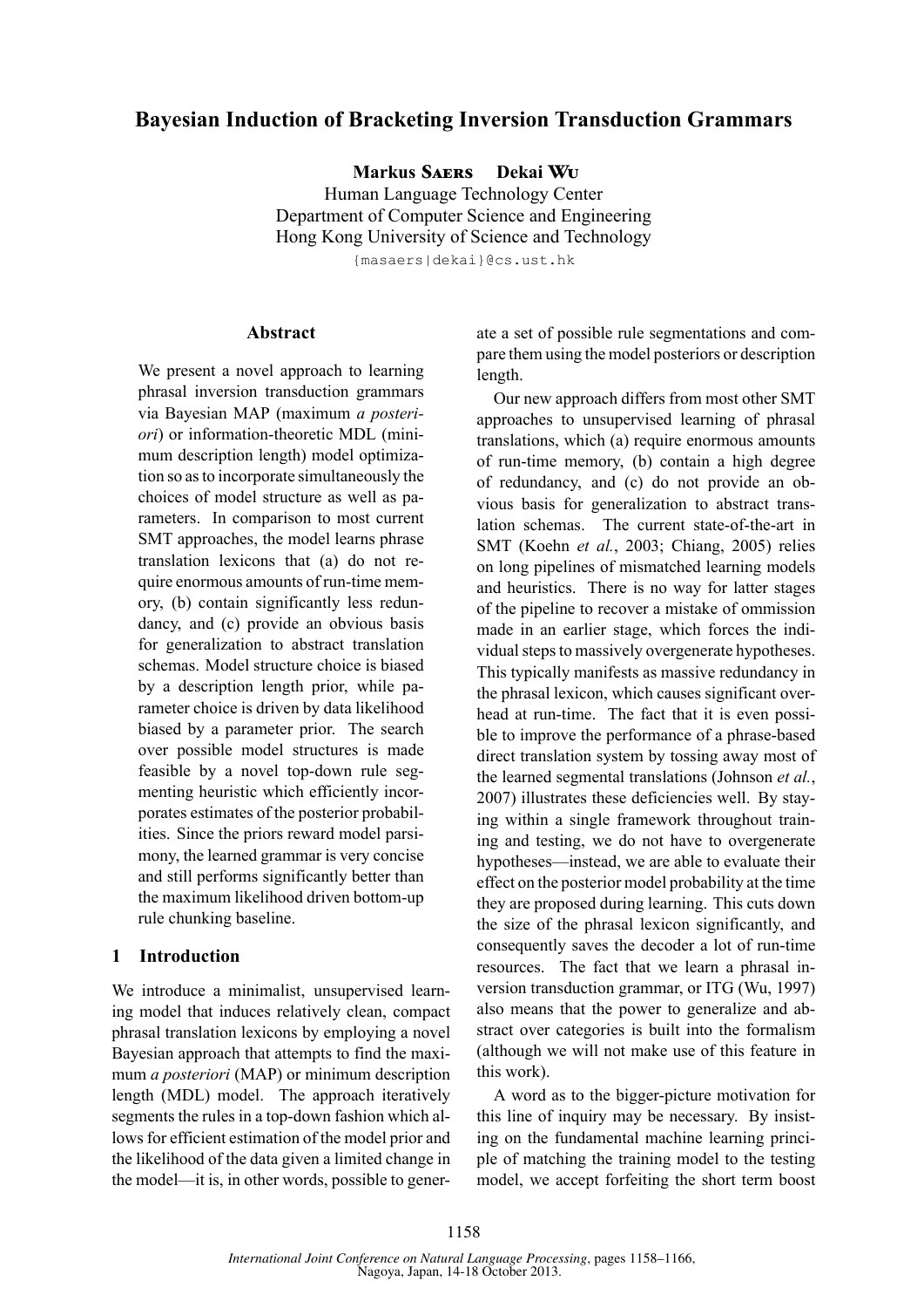# Bayesian Induction of Bracketing Inversion Transduction Grammars

**Markus Saers    Dekai Wu**
Human Language Technology Center
Department of Computer Science and Engineering
Hong Kong University of Science and Technology
{masaers|dekai}@cs.ust.hk

## Abstract

We present a novel approach to learning phrasal inversion transduction grammars via Bayesian MAP (maximum *a posteriori*) or information-theoretic MDL (minimum description length) model optimization so as to incorporate simultaneously the choices of model structure as well as parameters. In comparison to most current SMT approaches, the model learns phrase translation lexicons that (a) do not require enormous amounts of run-time memory, (b) contain significantly less redundancy, and (c) provide an obvious basis for generalization to abstract translation schemas. Model structure choice is biased by a description length prior, while parameter choice is driven by data likelihood biased by a parameter prior. The search over possible model structures is made feasible by a novel top-down rule segmenting heuristic which efficiently incorporates estimates of the posterior probabilities. Since the priors reward model parsimony, the learned grammar is very concise and still performs significantly better than the maximum likelihood driven bottom-up rule chunking baseline.

## 1 Introduction

We introduce a minimalist, unsupervised learning model that induces relatively clean, compact phrasal translation lexicons by employing a novel Bayesian approach that attempts to find the maximum *a posteriori* (MAP) or minimum description length (MDL) model. The approach iteratively segments the rules in a top-down fashion which allows for efficient estimation of the model prior and the likelihood of the data given a limited change in the model—it is, in other words, possible to generate a set of possible rule segmentations and compare them using the model posteriors or description length.

Our new approach differs from most other SMT approaches to unsupervised learning of phrasal translations, which (a) require enormous amounts of run-time memory, (b) contain a high degree of redundancy, and (c) do not provide an obvious basis for generalization to abstract translation schemas. The current state-of-the-art in SMT (Koehn *et al.*, 2003; Chiang, 2005) relies on long pipelines of mismatched learning models and heuristics. There is no way for latter stages of the pipeline to recover a mistake of ommission made in an earlier stage, which forces the individual steps to massively overgenerate hypotheses. This typically manifests as massive redundancy in the phrasal lexicon, which causes significant overhead at run-time. The fact that it is even possible to improve the performance of a phrase-based direct translation system by tossing away most of the learned segmental translations (Johnson *et al.*, 2007) illustrates these deficiencies well. By staying within a single framework throughout training and testing, we do not have to overgenerate hypotheses—instead, we are able to evaluate their effect on the posterior model probability at the time they are proposed during learning. This cuts down the size of the phrasal lexicon significantly, and consequently saves the decoder a lot of run-time resources. The fact that we learn a phrasal inversion transduction grammar, or ITG (Wu, 1997) also means that the power to generalize and abstract over categories is built into the formalism (although we will not make use of this feature in this work).

A word as to the bigger-picture motivation for this line of inquiry may be necessary. By insisting on the fundamental machine learning principle of matching the training model to the testing model, we accept forfeiting the short term boost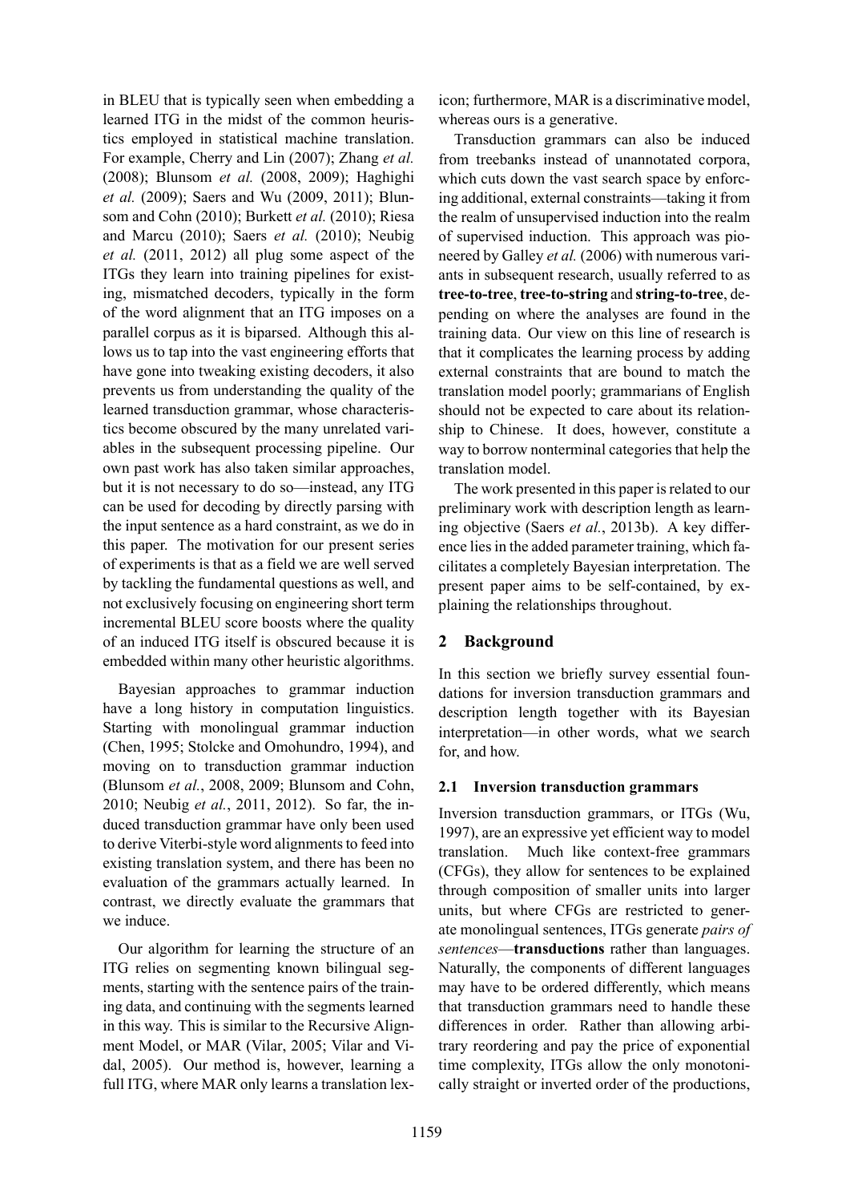in BLEU that is typically seen when embedding a learned ITG in the midst of the common heuristics employed in statistical machine translation. For example, Cherry and Lin (2007); Zhang *et al.* (2008); Blunsom *et al.* (2008, 2009); Haghighi *et al.* (2009); Saers and Wu (2009, 2011); Blunsom and Cohn (2010); Burkett *et al.* (2010); Riesa and Marcu (2010); Saers *et al.* (2010); Neubig *et al.* (2011, 2012) all plug some aspect of the ITGs they learn into training pipelines for existing, mismatched decoders, typically in the form of the word alignment that an ITG imposes on a parallel corpus as it is biparsed. Although this allows us to tap into the vast engineering efforts that have gone into tweaking existing decoders, it also prevents us from understanding the quality of the learned transduction grammar, whose characteristics become obscured by the many unrelated variables in the subsequent processing pipeline. Our own past work has also taken similar approaches, but it is not necessary to do so—instead, any ITG can be used for decoding by directly parsing with the input sentence as a hard constraint, as we do in this paper. The motivation for our present series of experiments is that as a field we are well served by tackling the fundamental questions as well, and not exclusively focusing on engineering short term incremental BLEU score boosts where the quality of an induced ITG itself is obscured because it is embedded within many other heuristic algorithms.

Bayesian approaches to grammar induction have a long history in computation linguistics. Starting with monolingual grammar induction (Chen, 1995; Stolcke and Omohundro, 1994), and moving on to transduction grammar induction (Blunsom *et al.*, 2008, 2009; Blunsom and Cohn, 2010; Neubig *et al.*, 2011, 2012). So far, the induced transduction grammar have only been used to derive Viterbi-style word alignments to feed into existing translation system, and there has been no evaluation of the grammars actually learned. In contrast, we directly evaluate the grammars that we induce.

Our algorithm for learning the structure of an ITG relies on segmenting known bilingual segments, starting with the sentence pairs of the training data, and continuing with the segments learned in this way. This is similar to the Recursive Alignment Model, or MAR (Vilar, 2005; Vilar and Vidal, 2005). Our method is, however, learning a full ITG, where MAR only learns a translation lexicon; furthermore, MAR is a discriminative model, whereas ours is a generative.

Transduction grammars can also be induced from treebanks instead of unannotated corpora, which cuts down the vast search space by enforcing additional, external constraints—taking it from the realm of unsupervised induction into the realm of supervised induction. This approach was pioneered by Galley *et al.* (2006) with numerous variants in subsequent research, usually referred to as **tree-to-tree**, **tree-to-string** and **string-to-tree**, depending on where the analyses are found in the training data. Our view on this line of research is that it complicates the learning process by adding external constraints that are bound to match the translation model poorly; grammarians of English should not be expected to care about its relationship to Chinese. It does, however, constitute a way to borrow nonterminal categories that help the translation model.

The work presented in this paper is related to our preliminary work with description length as learning objective (Saers *et al.*, 2013b). A key difference lies in the added parameter training, which facilitates a completely Bayesian interpretation. The present paper aims to be self-contained, by explaining the relationships throughout.

## 2 Background

In this section we briefly survey essential foundations for inversion transduction grammars and description length together with its Bayesian interpretation—in other words, what we search for, and how.

### 2.1 Inversion transduction grammars

Inversion transduction grammars, or ITGs (Wu, 1997), are an expressive yet efficient way to model translation. Much like context-free grammars (CFGs), they allow for sentences to be explained through composition of smaller units into larger units, but where CFGs are restricted to generate monolingual sentences, ITGs generate *pairs of sentences*—**transductions** rather than languages. Naturally, the components of different languages may have to be ordered differently, which means that transduction grammars need to handle these differences in order. Rather than allowing arbitrary reordering and pay the price of exponential time complexity, ITGs allow the only monotonically straight or inverted order of the productions,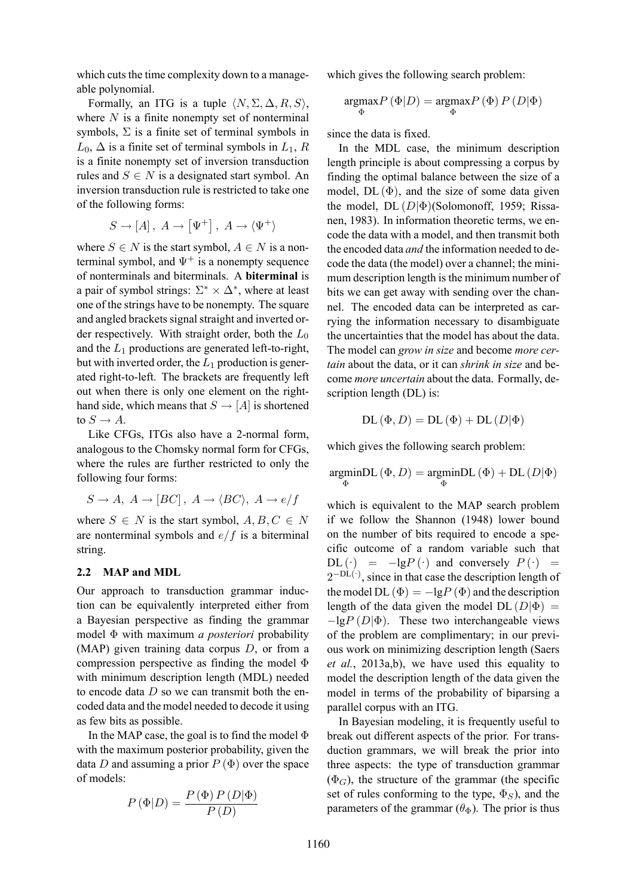which cuts the time complexity down to a manageable polynomial.

Formally, an ITG is a tuple $\langle N, \Sigma, \Delta, R, S \rangle$, where $N$ is a finite nonempty set of nonterminal symbols, $\Sigma$ is a finite set of terminal symbols in $L_0$, $\Delta$ is a finite set of terminal symbols in $L_1$, $R$ is a finite nonempty set of inversion transduction rules and $S \in N$ is a designated start symbol. An inversion transduction rule is restricted to take one of the following forms:

$$S \rightarrow [A],\ A \rightarrow \left[\Psi^{+}\right],\ A \rightarrow \langle \Psi^{+} \rangle$$

where $S \in N$ is the start symbol, $A \in N$ is a nonterminal symbol, and $\Psi^{+}$ is a nonempty sequence of nonterminals and biterminals. A **biterminal** is a pair of symbol strings: $\Sigma^{*} \times \Delta^{*}$, where at least one of the strings have to be nonempty. The square and angled brackets signal straight and inverted order respectively. With straight order, both the $L_0$ and the $L_1$ productions are generated left-to-right, but with inverted order, the $L_1$ production is generated right-to-left. The brackets are frequently left out when there is only one element on the right-hand side, which means that $S \rightarrow [A]$ is shortened to $S \rightarrow A$.

Like CFGs, ITGs also have a 2-normal form, analogous to the Chomsky normal form for CFGs, where the rules are further restricted to only the following four forms:

$$S \rightarrow A,\ A \rightarrow [BC],\ A \rightarrow \langle BC \rangle,\ A \rightarrow e/f$$

where $S \in N$ is the start symbol, $A, B, C \in N$ are nonterminal symbols and $e/f$ is a biterminal string.

### 2.2 MAP and MDL

Our approach to transduction grammar induction can be equivalently interpreted either from a Bayesian perspective as finding the grammar model $\Phi$ with maximum *a posteriori* probability (MAP) given training data corpus $D$, or from a compression perspective as finding the model $\Phi$ with minimum description length (MDL) needed to encode data $D$ so we can transmit both the encoded data and the model needed to decode it using as few bits as possible.

In the MAP case, the goal is to find the model $\Phi$ with the maximum posterior probability, given the data $D$ and assuming a prior $P(\Phi)$ over the space of models:

$$P(\Phi|D) = \frac{P(\Phi)\, P(D|\Phi)}{P(D)}$$

which gives the following search problem:

$$\underset{\Phi}{\operatorname{argmax}} P(\Phi|D) = \underset{\Phi}{\operatorname{argmax}} P(\Phi)\, P(D|\Phi)$$

since the data is fixed.

In the MDL case, the minimum description length principle is about compressing a corpus by finding the optimal balance between the size of a model, $\text{DL}(\Phi)$, and the size of some data given the model, $\text{DL}(D|\Phi)$(Solomonoff, 1959; Rissanen, 1983). In information theoretic terms, we encode the data with a model, and then transmit both the encoded data *and* the information needed to decode the data (the model) over a channel; the minimum description length is the minimum number of bits we can get away with sending over the channel. The encoded data can be interpreted as carrying the information necessary to disambiguate the uncertainties that the model has about the data. The model can *grow in size* and become *more certain* about the data, or it can *shrink in size* and become *more uncertain* about the data. Formally, description length (DL) is:

$$\text{DL}(\Phi, D) = \text{DL}(\Phi) + \text{DL}(D|\Phi)$$

which gives the following search problem:

$$\underset{\Phi}{\operatorname{argmin}} \text{DL}(\Phi, D) = \underset{\Phi}{\operatorname{argmin}} \text{DL}(\Phi) + \text{DL}(D|\Phi)$$

which is equivalent to the MAP search problem if we follow the Shannon (1948) lower bound on the number of bits required to encode a specific outcome of a random variable such that $\text{DL}(\cdot) = -\text{lg}P(\cdot)$ and conversely $P(\cdot) = 2^{-\text{DL}(\cdot)}$, since in that case the description length of the model $\text{DL}(\Phi) = -\text{lg}P(\Phi)$ and the description length of the data given the model $\text{DL}(D|\Phi) = -\text{lg}P(D|\Phi)$. These two interchangeable views of the problem are complimentary; in our previous work on minimizing description length (Saers *et al.*, 2013a,b), we have used this equality to model the description length of the data given the model in terms of the probability of biparsing a parallel corpus with an ITG.

In Bayesian modeling, it is frequently useful to break out different aspects of the prior. For transduction grammars, we will break the prior into three aspects: the type of transduction grammar ($\Phi_G$), the structure of the grammar (the specific set of rules conforming to the type, $\Phi_S$), and the parameters of the grammar ($\theta_{\Phi}$). The prior is thus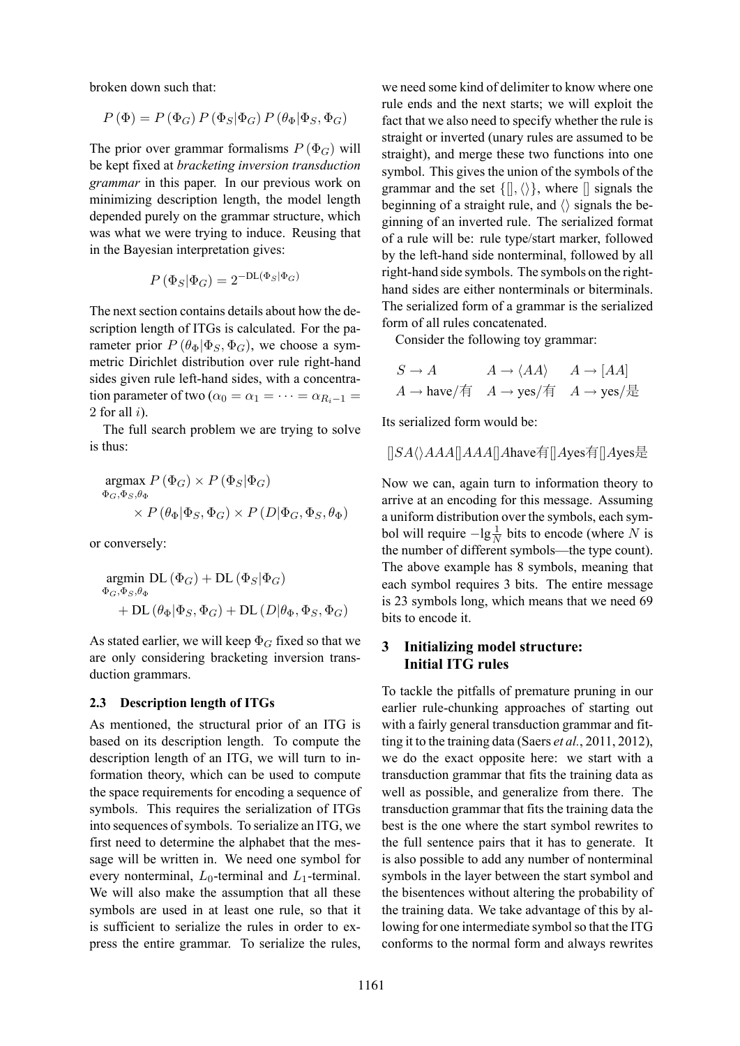broken down such that:

$$P(\Phi) = P(\Phi_G)\, P(\Phi_S|\Phi_G)\, P(\theta_\Phi|\Phi_S, \Phi_G)$$

The prior over grammar formalisms $P(\Phi_G)$ will be kept fixed at *bracketing inversion transduction grammar* in this paper. In our previous work on minimizing description length, the model length depended purely on the grammar structure, which was what we were trying to induce. Reusing that in the Bayesian interpretation gives:

$$P(\Phi_S|\Phi_G) = 2^{-\mathrm{DL}(\Phi_S|\Phi_G)}$$

The next section contains details about how the description length of ITGs is calculated. For the parameter prior $P(\theta_\Phi|\Phi_S, \Phi_G)$, we choose a symmetric Dirichlet distribution over rule right-hand sides given rule left-hand sides, with a concentration parameter of two ($\alpha_0 = \alpha_1 = \cdots = \alpha_{R_i-1} = 2$ for all $i$).

The full search problem we are trying to solve is thus:

$$\begin{aligned}\underset{\Phi_G,\Phi_S,\theta_\Phi}{\operatorname{argmax}}\; & P(\Phi_G) \times P(\Phi_S|\Phi_G) \\ & \times P(\theta_\Phi|\Phi_S, \Phi_G) \times P(D|\Phi_G, \Phi_S, \theta_\Phi)\end{aligned}$$

or conversely:

$$\begin{aligned}\underset{\Phi_G,\Phi_S,\theta_\Phi}{\operatorname{argmin}}\; & \mathrm{DL}(\Phi_G) + \mathrm{DL}(\Phi_S|\Phi_G) \\ & + \mathrm{DL}(\theta_\Phi|\Phi_S, \Phi_G) + \mathrm{DL}(D|\theta_\Phi, \Phi_S, \Phi_G)\end{aligned}$$

As stated earlier, we will keep $\Phi_G$ fixed so that we are only considering bracketing inversion transduction grammars.

### 2.3 Description length of ITGs

As mentioned, the structural prior of an ITG is based on its description length. To compute the description length of an ITG, we will turn to information theory, which can be used to compute the space requirements for encoding a sequence of symbols. This requires the serialization of ITGs into sequences of symbols. To serialize an ITG, we first need to determine the alphabet that the message will be written in. We need one symbol for every nonterminal, $L_0$-terminal and $L_1$-terminal. We will also make the assumption that all these symbols are used in at least one rule, so that it is sufficient to serialize the rules in order to express the entire grammar. To serialize the rules, we need some kind of delimiter to know where one rule ends and the next starts; we will exploit the fact that we also need to specify whether the rule is straight or inverted (unary rules are assumed to be straight), and merge these two functions into one symbol. This gives the union of the symbols of the grammar and the set $\{[], \langle\rangle\}$, where $[]$ signals the beginning of a straight rule, and $\langle\rangle$ signals the beginning of an inverted rule. The serialized format of a rule will be: rule type/start marker, followed by the left-hand side nonterminal, followed by all right-hand side symbols. The symbols on the right-hand sides are either nonterminals or biterminals. The serialized form of a grammar is the serialized form of all rules concatenated.

Consider the following toy grammar:

$$\begin{array}{lll} S \to A & A \to \langle AA \rangle & A \to [AA] \\ A \to \text{have/有} & A \to \text{yes/有} & A \to \text{yes/是} \end{array}$$

Its serialized form would be:

$$[]SA\langle\rangle AAA[]AAA[]A\text{have有}[]A\text{yes有}[]A\text{yes是}$$

Now we can, again turn to information theory to arrive at an encoding for this message. Assuming a uniform distribution over the symbols, each symbol will require $-\lg\frac{1}{N}$ bits to encode (where $N$ is the number of different symbols—the type count). The above example has 8 symbols, meaning that each symbol requires 3 bits. The entire message is 23 symbols long, which means that we need 69 bits to encode it.

## 3 Initializing model structure: Initial ITG rules

To tackle the pitfalls of premature pruning in our earlier rule-chunking approaches of starting out with a fairly general transduction grammar and fitting it to the training data (Saers *et al.*, 2011, 2012), we do the exact opposite here: we start with a transduction grammar that fits the training data as well as possible, and generalize from there. The transduction grammar that fits the training data the best is the one where the start symbol rewrites to the full sentence pairs that it has to generate. It is also possible to add any number of nonterminal symbols in the layer between the start symbol and the bisentences without altering the probability of the training data. We take advantage of this by allowing for one intermediate symbol so that the ITG conforms to the normal form and always rewrites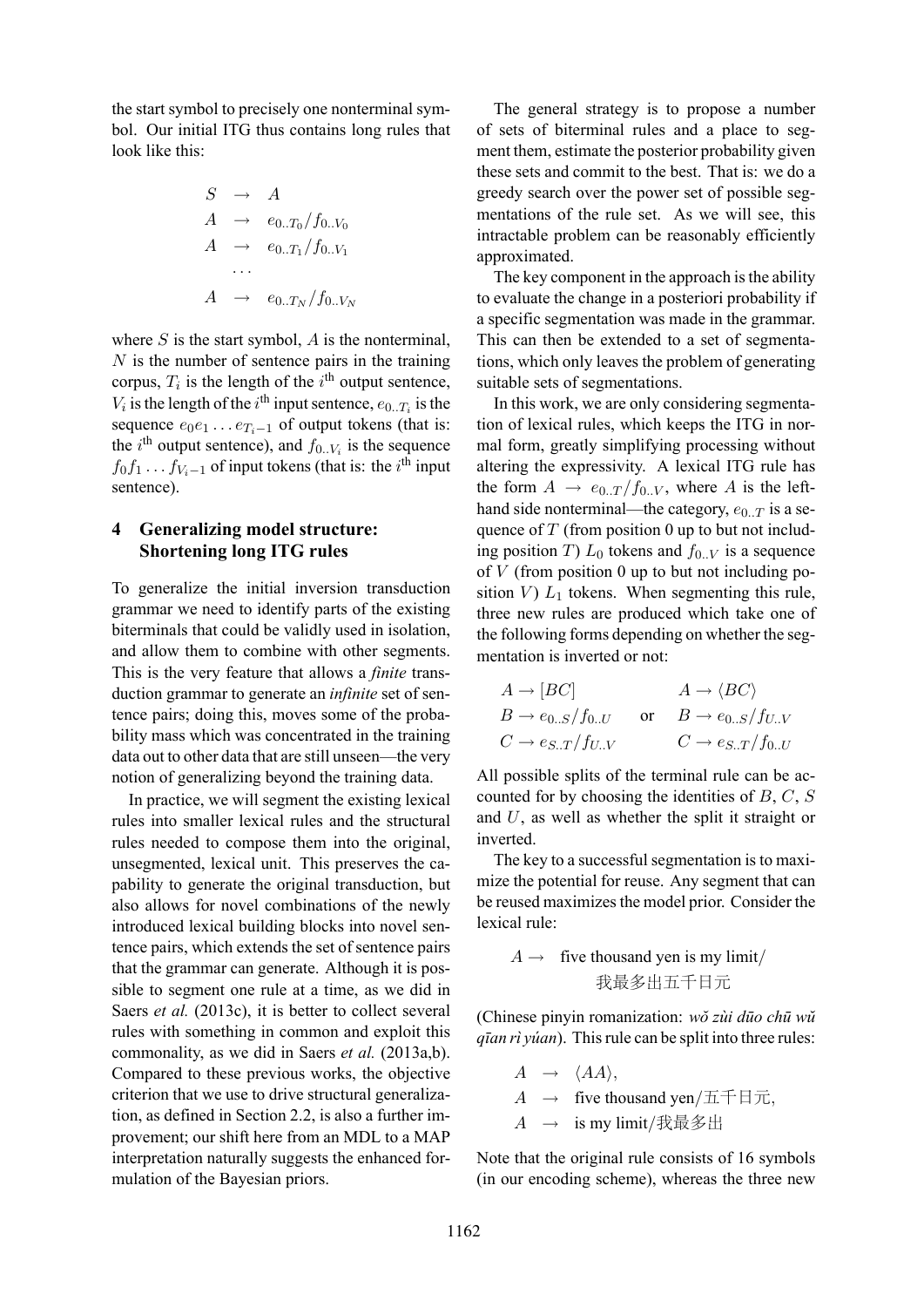the start symbol to precisely one nonterminal symbol. Our initial ITG thus contains long rules that look like this:

$$
\begin{array}{lcl}
S & \rightarrow & A \\
A & \rightarrow & e_{0..T_0}/f_{0..V_0} \\
A & \rightarrow & e_{0..T_1}/f_{0..V_1} \\
 & \cdots & \\
A & \rightarrow & e_{0..T_N}/f_{0..V_N}
\end{array}
$$

where $S$ is the start symbol, $A$ is the nonterminal, $N$ is the number of sentence pairs in the training corpus, $T_i$ is the length of the $i^{\text{th}}$ output sentence, $V_i$ is the length of the $i^{\text{th}}$ input sentence, $e_{0..T_i}$ is the sequence $e_0e_1 \ldots e_{T_i-1}$ of output tokens (that is: the $i^{\text{th}}$ output sentence), and $f_{0..V_i}$ is the sequence $f_0f_1 \ldots f_{V_i-1}$ of input tokens (that is: the $i^{\text{th}}$ input sentence).

## 4 Generalizing model structure: Shortening long ITG rules

To generalize the initial inversion transduction grammar we need to identify parts of the existing biterminals that could be validly used in isolation, and allow them to combine with other segments. This is the very feature that allows a *finite* transduction grammar to generate an *infinite* set of sentence pairs; doing this, moves some of the probability mass which was concentrated in the training data out to other data that are still unseen—the very notion of generalizing beyond the training data.

In practice, we will segment the existing lexical rules into smaller lexical rules and the structural rules needed to compose them into the original, unsegmented, lexical unit. This preserves the capability to generate the original transduction, but also allows for novel combinations of the newly introduced lexical building blocks into novel sentence pairs, which extends the set of sentence pairs that the grammar can generate. Although it is possible to segment one rule at a time, as we did in Saers *et al.* (2013c), it is better to collect several rules with something in common and exploit this commonality, as we did in Saers *et al.* (2013a,b). Compared to these previous works, the objective criterion that we use to drive structural generalization, as defined in Section 2.2, is also a further improvement; our shift here from an MDL to a MAP interpretation naturally suggests the enhanced formulation of the Bayesian priors.

The general strategy is to propose a number of sets of biterminal rules and a place to segment them, estimate the posterior probability given these sets and commit to the best. That is: we do a greedy search over the power set of possible segmentations of the rule set. As we will see, this intractable problem can be reasonably efficiently approximated.

The key component in the approach is the ability to evaluate the change in a posteriori probability if a specific segmentation was made in the grammar. This can then be extended to a set of segmentations, which only leaves the problem of generating suitable sets of segmentations.

In this work, we are only considering segmentation of lexical rules, which keeps the ITG in normal form, greatly simplifying processing without altering the expressivity. A lexical ITG rule has the form $A \rightarrow e_{0..T}/f_{0..V}$, where $A$ is the left-hand side nonterminal—the category, $e_{0..T}$ is a sequence of $T$ (from position 0 up to but not including position $T$) $L_0$ tokens and $f_{0..V}$ is a sequence of $V$ (from position 0 up to but not including position $V$) $L_1$ tokens. When segmenting this rule, three new rules are produced which take one of the following forms depending on whether the segmentation is inverted or not:

$$
\begin{array}{lcl}
A \rightarrow [BC] & & A \rightarrow \langle BC \rangle \\
B \rightarrow e_{0..S}/f_{0..U} & \text{or} & B \rightarrow e_{0..S}/f_{U..V} \\
C \rightarrow e_{S..T}/f_{U..V} & & C \rightarrow e_{S..T}/f_{0..U}
\end{array}
$$

All possible splits of the terminal rule can be accounted for by choosing the identities of $B$, $C$, $S$ and $U$, as well as whether the split it straight or inverted.

The key to a successful segmentation is to maximize the potential for reuse. Any segment that can be reused maximizes the model prior. Consider the lexical rule:

$A \rightarrow$ five thousand yen is my limit/我最多出五千日元

(Chinese pinyin romanization: *wǒ zùi dūo chū wǔ qīan rì yúan*). This rule can be split into three rules:

$A \rightarrow \langle AA \rangle$,
$A \rightarrow$ five thousand yen/五千日元,
$A \rightarrow$ is my limit/我最多出

Note that the original rule consists of 16 symbols (in our encoding scheme), whereas the three new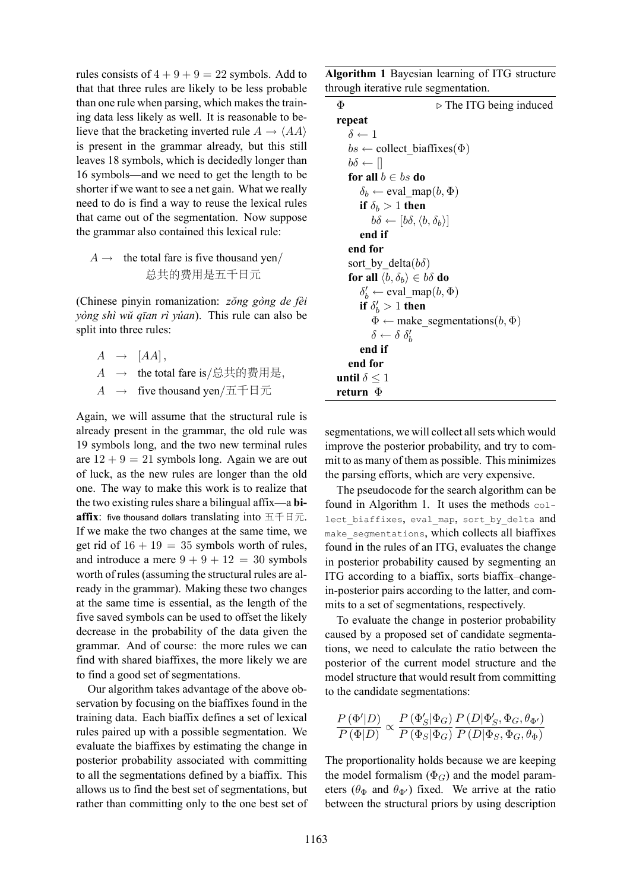rules consists of $4 + 9 + 9 = 22$ symbols. Add to that that three rules are likely to be less probable than one rule when parsing, which makes the training data less likely as well. It is reasonable to believe that the bracketing inverted rule $A \rightarrow \langle AA \rangle$ is present in the grammar already, but this still leaves 18 symbols, which is decidedly longer than 16 symbols—and we need to get the length to be shorter if we want to see a net gain. What we really need to do is find a way to reuse the lexical rules that came out of the segmentation. Now suppose the grammar also contained this lexical rule:

$A \rightarrow$ the total fare is five thousand yen/总共的费用是五千日元

(Chinese pinyin romanization: *zǒng gòng de fèi yòng shì wǔ qīan rì yúan*). This rule can also be split into three rules:

$A \rightarrow [AA]$,
$A \rightarrow$ the total fare is/总共的费用是,
$A \rightarrow$ five thousand yen/五千日元

Again, we will assume that the structural rule is already present in the grammar, the old rule was 19 symbols long, and the two new terminal rules are $12 + 9 = 21$ symbols long. Again we are out of luck, as the new rules are longer than the old one. The way to make this work is to realize that the two existing rules share a bilingual affix—a **biaffix**: five thousand dollars translating into 五千日元. If we make the two changes at the same time, we get rid of $16 + 19 = 35$ symbols worth of rules, and introduce a mere $9 + 9 + 12 = 30$ symbols worth of rules (assuming the structural rules are already in the grammar). Making these two changes at the same time is essential, as the length of the five saved symbols can be used to offset the likely decrease in the probability of the data given the grammar. And of course: the more rules we can find with shared biaffixes, the more likely we are to find a good set of segmentations.

Our algorithm takes advantage of the above observation by focusing on the biaffixes found in the training data. Each biaffix defines a set of lexical rules paired up with a possible segmentation. We evaluate the biaffixes by estimating the change in posterior probability associated with committing to all the segmentations defined by a biaffix. This allows us to find the best set of segmentations, but rather than committing only to the one best set of segmentations, we will collect all sets which would improve the posterior probability, and try to commit to as many of them as possible. This minimizes the parsing efforts, which are very expensive.

**Algorithm 1** Bayesian learning of ITG structure through iterative rule segmentation.

```
Φ                                   ▷ The ITG being induced
repeat
    δ ← 1
    bs ← collect_biaffixes(Φ)
    bδ ← []
    for all b ∈ bs do
        δ_b ← eval_map(b, Φ)
        if δ_b > 1 then
            bδ ← [bδ, ⟨b, δ_b⟩]
        end if
    end for
    sort_by_delta(bδ)
    for all ⟨b, δ_b⟩ ∈ bδ do
        δ'_b ← eval_map(b, Φ)
        if δ'_b > 1 then
            Φ ← make_segmentations(b, Φ)
            δ ← δ δ'_b
        end if
    end for
until δ ≤ 1
return Φ
```

The pseudocode for the search algorithm can be found in Algorithm 1. It uses the methods `collect_biaffixes`, `eval_map`, `sort_by_delta` and `make_segmentations`, which collects all biaffixes found in the rules of an ITG, evaluates the change in posterior probability caused by segmenting an ITG according to a biaffix, sorts biaffix–change-in-posterior pairs according to the latter, and commits to a set of segmentations, respectively.

To evaluate the change in posterior probability caused by a proposed set of candidate segmentations, we need to calculate the ratio between the posterior of the current model structure and the model structure that would result from committing to the candidate segmentations:

$$\frac{P(\Phi'|D)}{P(\Phi|D)} \propto \frac{P(\Phi'_S|\Phi_G)}{P(\Phi_S|\Phi_G)} \frac{P(D|\Phi'_S, \Phi_G, \theta_{\Phi'})}{P(D|\Phi_S, \Phi_G, \theta_\Phi)}$$

The proportionality holds because we are keeping the model formalism ($\Phi_G$) and the model parameters ($\theta_\Phi$ and $\theta_{\Phi'}$) fixed. We arrive at the ratio between the structural priors by using description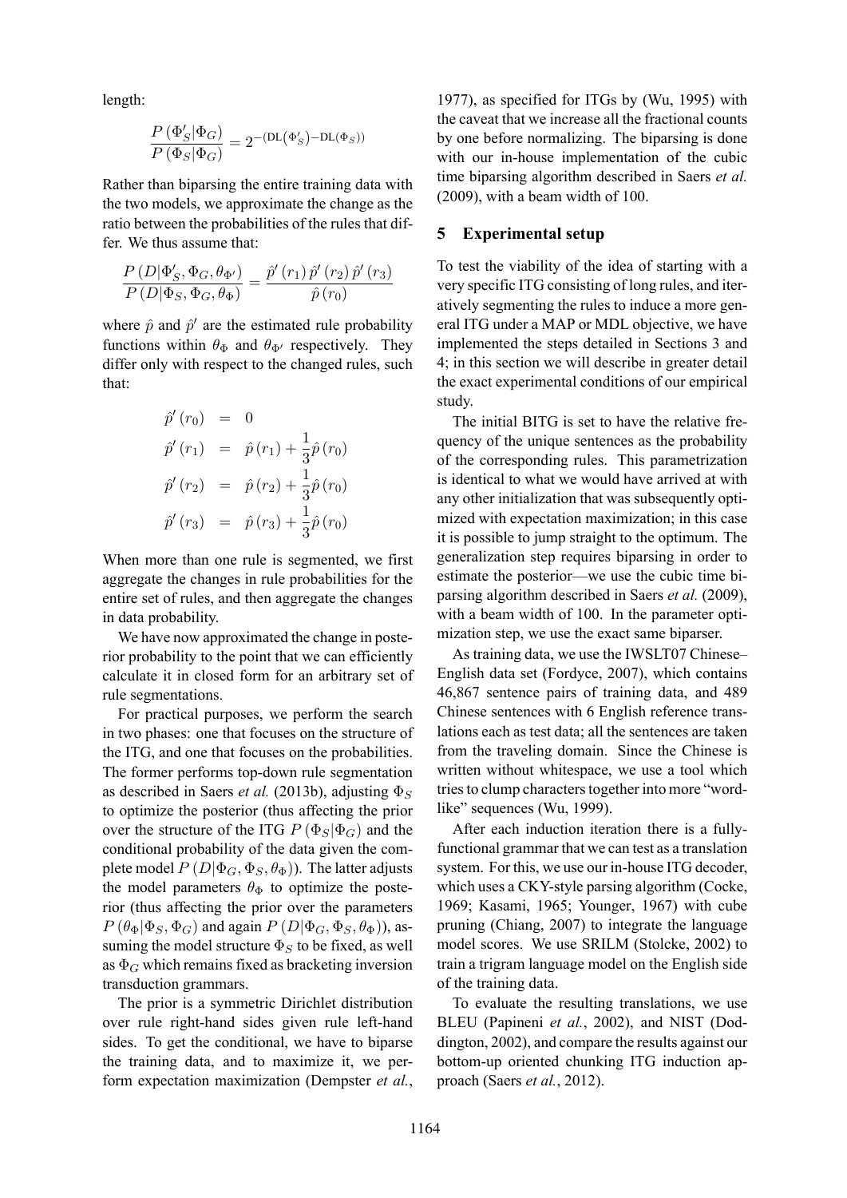length:

$$\frac{P\left(\Phi'_S|\Phi_G\right)}{P\left(\Phi_S|\Phi_G\right)} = 2^{-\left(\mathrm{DL}\left(\Phi'_S\right)-\mathrm{DL}\left(\Phi_S\right)\right)}$$

Rather than biparsing the entire training data with the two models, we approximate the change as the ratio between the probabilities of the rules that differ. We thus assume that:

$$\frac{P\left(D|\Phi'_S,\Phi_G,\theta_{\Phi'}\right)}{P\left(D|\Phi_S,\Phi_G,\theta_{\Phi}\right)} = \frac{\hat{p}'\left(r_1\right)\hat{p}'\left(r_2\right)\hat{p}'\left(r_3\right)}{\hat{p}\left(r_0\right)}$$

where $\hat{p}$ and $\hat{p}'$ are the estimated rule probability functions within $\theta_\Phi$ and $\theta_{\Phi'}$ respectively. They differ only with respect to the changed rules, such that:

$$\begin{aligned}
\hat{p}'\left(r_0\right) &= 0 \\
\hat{p}'\left(r_1\right) &= \hat{p}\left(r_1\right) + \frac{1}{3}\hat{p}\left(r_0\right) \\
\hat{p}'\left(r_2\right) &= \hat{p}\left(r_2\right) + \frac{1}{3}\hat{p}\left(r_0\right) \\
\hat{p}'\left(r_3\right) &= \hat{p}\left(r_3\right) + \frac{1}{3}\hat{p}\left(r_0\right)
\end{aligned}$$

When more than one rule is segmented, we first aggregate the changes in rule probabilities for the entire set of rules, and then aggregate the changes in data probability.

We have now approximated the change in posterior probability to the point that we can efficiently calculate it in closed form for an arbitrary set of rule segmentations.

For practical purposes, we perform the search in two phases: one that focuses on the structure of the ITG, and one that focuses on the probabilities. The former performs top-down rule segmentation as described in Saers *et al.* (2013b), adjusting $\Phi_S$ to optimize the posterior (thus affecting the prior over the structure of the ITG $P\left(\Phi_S|\Phi_G\right)$ and the conditional probability of the data given the complete model $P\left(D|\Phi_G,\Phi_S,\theta_\Phi\right)$). The latter adjusts the model parameters $\theta_\Phi$ to optimize the posterior (thus affecting the prior over the parameters $P\left(\theta_\Phi|\Phi_S,\Phi_G\right)$ and again $P\left(D|\Phi_G,\Phi_S,\theta_\Phi\right)$), assuming the model structure $\Phi_S$ to be fixed, as well as $\Phi_G$ which remains fixed as bracketing inversion transduction grammars.

The prior is a symmetric Dirichlet distribution over rule right-hand sides given rule left-hand sides. To get the conditional, we have to biparse the training data, and to maximize it, we perform expectation maximization (Dempster *et al.*, 1977), as specified for ITGs by (Wu, 1995) with the caveat that we increase all the fractional counts by one before normalizing. The biparsing is done with our in-house implementation of the cubic time biparsing algorithm described in Saers *et al.* (2009), with a beam width of 100.

## 5 Experimental setup

To test the viability of the idea of starting with a very specific ITG consisting of long rules, and iteratively segmenting the rules to induce a more general ITG under a MAP or MDL objective, we have implemented the steps detailed in Sections 3 and 4; in this section we will describe in greater detail the exact experimental conditions of our empirical study.

The initial BITG is set to have the relative frequency of the unique sentences as the probability of the corresponding rules. This parametrization is identical to what we would have arrived at with any other initialization that was subsequently optimized with expectation maximization; in this case it is possible to jump straight to the optimum. The generalization step requires biparsing in order to estimate the posterior—we use the cubic time biparsing algorithm described in Saers *et al.* (2009), with a beam width of 100. In the parameter optimization step, we use the exact same biparser.

As training data, we use the IWSLT07 Chinese–English data set (Fordyce, 2007), which contains 46,867 sentence pairs of training data, and 489 Chinese sentences with 6 English reference translations each as test data; all the sentences are taken from the traveling domain. Since the Chinese is written without whitespace, we use a tool which tries to clump characters together into more "word-like" sequences (Wu, 1999).

After each induction iteration there is a fully-functional grammar that we can test as a translation system. For this, we use our in-house ITG decoder, which uses a CKY-style parsing algorithm (Cocke, 1969; Kasami, 1965; Younger, 1967) with cube pruning (Chiang, 2007) to integrate the language model scores. We use SRILM (Stolcke, 2002) to train a trigram language model on the English side of the training data.

To evaluate the resulting translations, we use BLEU (Papineni *et al.*, 2002), and NIST (Doddington, 2002), and compare the results against our bottom-up oriented chunking ITG induction approach (Saers *et al.*, 2012).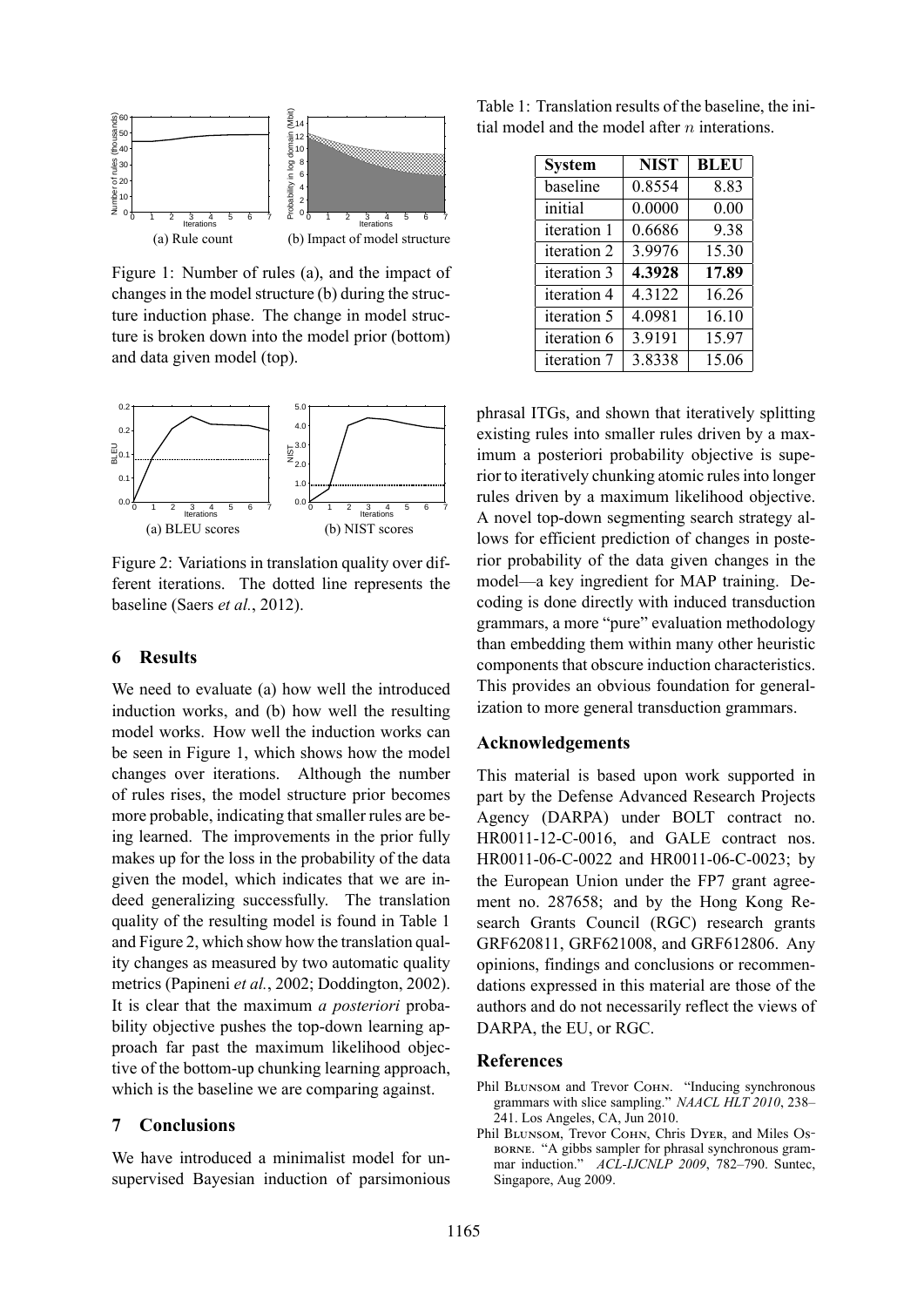Figure 1: Number of rules (a), and the impact of changes in the model structure (b) during the structure induction phase. The change in model structure is broken down into the model prior (bottom) and data given model (top).

Figure 2: Variations in translation quality over different iterations. The dotted line represents the baseline (Saers *et al.*, 2012).

## 6 Results

We need to evaluate (a) how well the introduced induction works, and (b) how well the resulting model works. How well the induction works can be seen in Figure 1, which shows how the model changes over iterations. Although the number of rules rises, the model structure prior becomes more probable, indicating that smaller rules are being learned. The improvements in the prior fully makes up for the loss in the probability of the data given the model, which indicates that we are indeed generalizing successfully. The translation quality of the resulting model is found in Table 1 and Figure 2, which show how the translation quality changes as measured by two automatic quality metrics (Papineni *et al.*, 2002; Doddington, 2002). It is clear that the maximum *a posteriori* probability objective pushes the top-down learning approach far past the maximum likelihood objective of the bottom-up chunking learning approach, which is the baseline we are comparing against.

## 7 Conclusions

We have introduced a minimalist model for unsupervised Bayesian induction of parsimonious phrasal ITGs, and shown that iteratively splitting existing rules into smaller rules driven by a maximum a posteriori probability objective is superior to iteratively chunking atomic rules into longer rules driven by a maximum likelihood objective. A novel top-down segmenting search strategy allows for efficient prediction of changes in posterior probability of the data given changes in the model—a key ingredient for MAP training. Decoding is done directly with induced transduction grammars, a more "pure" evaluation methodology than embedding them within many other heuristic components that obscure induction characteristics. This provides an obvious foundation for generalization to more general transduction grammars.

Table 1: Translation results of the baseline, the initial model and the model after $n$ interations.

| System | NIST | BLEU |
|---|---|---|
| baseline | 0.8554 | 8.83 |
| initial | 0.0000 | 0.00 |
| iteration 1 | 0.6686 | 9.38 |
| iteration 2 | 3.9976 | 15.30 |
| iteration 3 | **4.3928** | **17.89** |
| iteration 4 | 4.3122 | 16.26 |
| iteration 5 | 4.0981 | 16.10 |
| iteration 6 | 3.9191 | 15.97 |
| iteration 7 | 3.8338 | 15.06 |

## Acknowledgements

This material is based upon work supported in part by the Defense Advanced Research Projects Agency (DARPA) under BOLT contract no. HR0011-12-C-0016, and GALE contract nos. HR0011-06-C-0022 and HR0011-06-C-0023; by the European Union under the FP7 grant agreement no. 287658; and by the Hong Kong Research Grants Council (RGC) research grants GRF620811, GRF621008, and GRF612806. Any opinions, findings and conclusions or recommendations expressed in this material are those of the authors and do not necessarily reflect the views of DARPA, the EU, or RGC.

## References

Phil Blunsom and Trevor Cohn. "Inducing synchronous grammars with slice sampling." *NAACL HLT 2010*, 238–241. Los Angeles, CA, Jun 2010.

Phil Blunsom, Trevor Cohn, Chris Dyer, and Miles Osborne. "A gibbs sampler for phrasal synchronous grammar induction." *ACL-IJCNLP 2009*, 782–790. Suntec, Singapore, Aug 2009.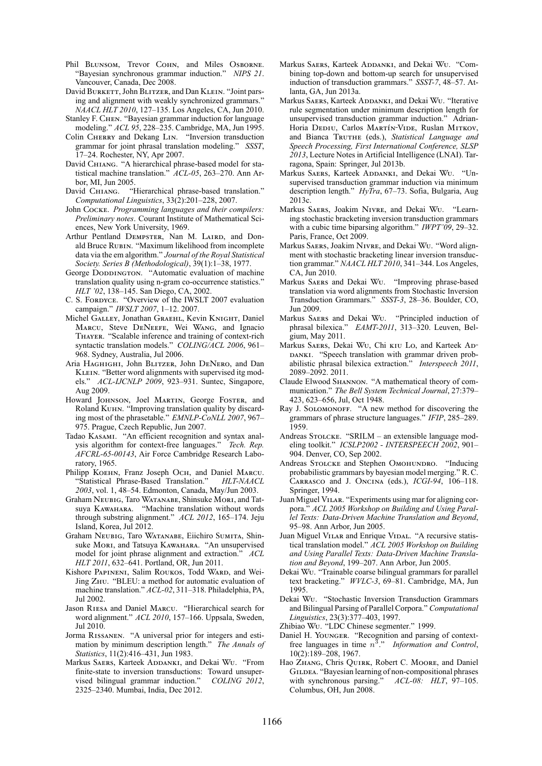Phil Blunsom, Trevor Cohn, and Miles Osborne. "Bayesian synchronous grammar induction." *NIPS 21*. Vancouver, Canada, Dec 2008.

David Burkett, John Blitzer, and Dan Klein. "Joint parsing and alignment with weakly synchronized grammars." *NAACL HLT 2010*, 127–135. Los Angeles, CA, Jun 2010.

Stanley F. Chen. "Bayesian grammar induction for language modeling." *ACL 95*, 228–235. Cambridge, MA, Jun 1995.

Colin Cherry and Dekang Lin. "Inversion transduction grammar for joint phrasal translation modeling." *SSST*, 17–24. Rochester, NY, Apr 2007.

David Chiang. "A hierarchical phrase-based model for statistical machine translation." *ACL-05*, 263–270. Ann Arbor, MI, Jun 2005.

David Chiang. "Hierarchical phrase-based translation." *Computational Linguistics*, 33(2):201–228, 2007.

John Cocke. *Programming languages and their compilers: Preliminary notes*. Courant Institute of Mathematical Sciences, New York University, 1969.

Arthur Pentland Dempster, Nan M. Laird, and Donald Bruce Rubin. "Maximum likelihood from incomplete data via the em algorithm." *Journal of the Royal Statistical Society. Series B (Methodological)*, 39(1):1–38, 1977.

George Doddington. "Automatic evaluation of machine translation quality using n-gram co-occurrence statistics." *HLT '02*, 138–145. San Diego, CA, 2002.

C. S. Fordyce. "Overview of the IWSLT 2007 evaluation campaign." *IWSLT 2007*, 1–12. 2007.

Michel Galley, Jonathan Graehl, Kevin Knight, Daniel Marcu, Steve DeNeefe, Wei Wang, and Ignacio Thayer. "Scalable inference and training of context-rich syntactic translation models." *COLING/ACL 2006*, 961–968. Sydney, Australia, Jul 2006.

Aria Haghighi, John Blitzer, John DeNero, and Dan Klein. "Better word alignments with supervised itg models." *ACL-IJCNLP 2009*, 923–931. Suntec, Singapore, Aug 2009.

Howard Johnson, Joel Martin, George Foster, and Roland Kuhn. "Improving translation quality by discarding most of the phrasetable." *EMNLP-CoNLL 2007*, 967–975. Prague, Czech Republic, Jun 2007.

Tadao Kasami. "An efficient recognition and syntax analysis algorithm for context-free languages." *Tech. Rep. AFCRL-65-00143*, Air Force Cambridge Research Laboratory, 1965.

Philipp Koehn, Franz Joseph Och, and Daniel Marcu. "Statistical Phrase-Based Translation." *HLT-NAACL 2003*, vol. 1, 48–54. Edmonton, Canada, May/Jun 2003.

Graham Neubig, Taro Watanabe, Shinsuke Mori, and Tatsuya Kawahara. "Machine translation without words through substring alignment." *ACL 2012*, 165–174. Jeju Island, Korea, Jul 2012.

Graham Neubig, Taro Watanabe, Eiichiro Sumita, Shinsuke Mori, and Tatsuya Kawahara. "An unsupervised model for joint phrase alignment and extraction." *ACL HLT 2011*, 632–641. Portland, OR, Jun 2011.

Kishore Papineni, Salim Roukos, Todd Ward, and Wei-Jing Zhu. "BLEU: a method for automatic evaluation of machine translation." *ACL-02*, 311–318. Philadelphia, PA, Jul 2002.

Jason Riesa and Daniel Marcu. "Hierarchical search for word alignment." *ACL 2010*, 157–166. Uppsala, Sweden, Jul 2010.

Jorma Rissanen. "A universal prior for integers and estimation by minimum description length." *The Annals of Statistics*, 11(2):416–431, Jun 1983.

Markus Saers, Karteek Addanki, and Dekai Wu. "From finite-state to inversion transductions: Toward unsupervised bilingual grammar induction." *COLING 2012*, 2325–2340. Mumbai, India, Dec 2012.

Markus Saers, Karteek Addanki, and Dekai Wu. "Combining top-down and bottom-up search for unsupervised induction of transduction grammars." *SSST-7*, 48–57. Atlanta, GA, Jun 2013a.

Markus Saers, Karteek Addanki, and Dekai Wu. "Iterative rule segmentation under minimum description length for unsupervised transduction grammar induction." Adrian-Horia Dediu, Carlos Martín-Vide, Ruslan Mitkov, and Bianca Truthe (eds.), *Statistical Language and Speech Processing, First International Conference, SLSP 2013*, Lecture Notes in Artificial Intelligence (LNAI). Tarragona, Spain: Springer, Jul 2013b.

Markus Saers, Karteek Addanki, and Dekai Wu. "Unsupervised transduction grammar induction via minimum description length." *HyTra*, 67–73. Sofia, Bulgaria, Aug 2013c.

Markus Saers, Joakim Nivre, and Dekai Wu. "Learning stochastic bracketing inversion transduction grammars with a cubic time biparsing algorithm." *IWPT'09*, 29–32. Paris, France, Oct 2009.

Markus Saers, Joakim Nivre, and Dekai Wu. "Word alignment with stochastic bracketing linear inversion transduction grammar." *NAACL HLT 2010*, 341–344. Los Angeles, CA, Jun 2010.

Markus Saers and Dekai Wu. "Improving phrase-based translation via word alignments from Stochastic Inversion Transduction Grammars." *SSST-3*, 28–36. Boulder, CO, Jun 2009.

Markus Saers and Dekai Wu. "Principled induction of phrasal bilexica." *EAMT-2011*, 313–320. Leuven, Belgium, May 2011.

Markus Saers, Dekai Wu, Chi kiu Lo, and Karteek Addanki. "Speech translation with grammar driven probabilistic phrasal bilexica extraction." *Interspeech 2011*, 2089–2092. 2011.

Claude Elwood Shannon. "A mathematical theory of communication." *The Bell System Technical Journal*, 27:379–423, 623–656, Jul, Oct 1948.

Ray J. Solomonoff. "A new method for discovering the grammars of phrase structure languages." *IFIP*, 285–289. 1959.

Andreas Stolcke. "SRILM – an extensible language modeling toolkit." *ICSLP2002 - INTERSPEECH 2002*, 901–904. Denver, CO, Sep 2002.

Andreas Stolcke and Stephen Omohundro. "Inducing probabilistic grammars by bayesian model merging." R. C. Carrasco and J. Oncina (eds.), *ICGI-94*, 106–118. Springer, 1994.

Juan Miguel Vilar. "Experiments using mar for aligning corpora." *ACL 2005 Workshop on Building and Using Parallel Texts: Data-Driven Machine Translation and Beyond*, 95–98. Ann Arbor, Jun 2005.

Juan Miguel Vilar and Enrique Vidal. "A recursive statistical translation model." *ACL 2005 Workshop on Building and Using Parallel Texts: Data-Driven Machine Translation and Beyond*, 199–207. Ann Arbor, Jun 2005.

Dekai Wu. "Trainable coarse bilingual grammars for parallel text bracketing." *WVLC-3*, 69–81. Cambridge, MA, Jun 1995.

Dekai Wu. "Stochastic Inversion Transduction Grammars and Bilingual Parsing of Parallel Corpora." *Computational Linguistics*, 23(3):377–403, 1997.

Zhibiao Wu. "LDC Chinese segmenter." 1999.

Daniel H. Younger. "Recognition and parsing of context-free languages in time $n^3$." *Information and Control*, 10(2):189–208, 1967.

Hao Zhang, Chris Quirk, Robert C. Moore, and Daniel Gildea. "Bayesian learning of non-compositional phrases with synchronous parsing." *ACL-08: HLT*, 97–105. Columbus, OH, Jun 2008.